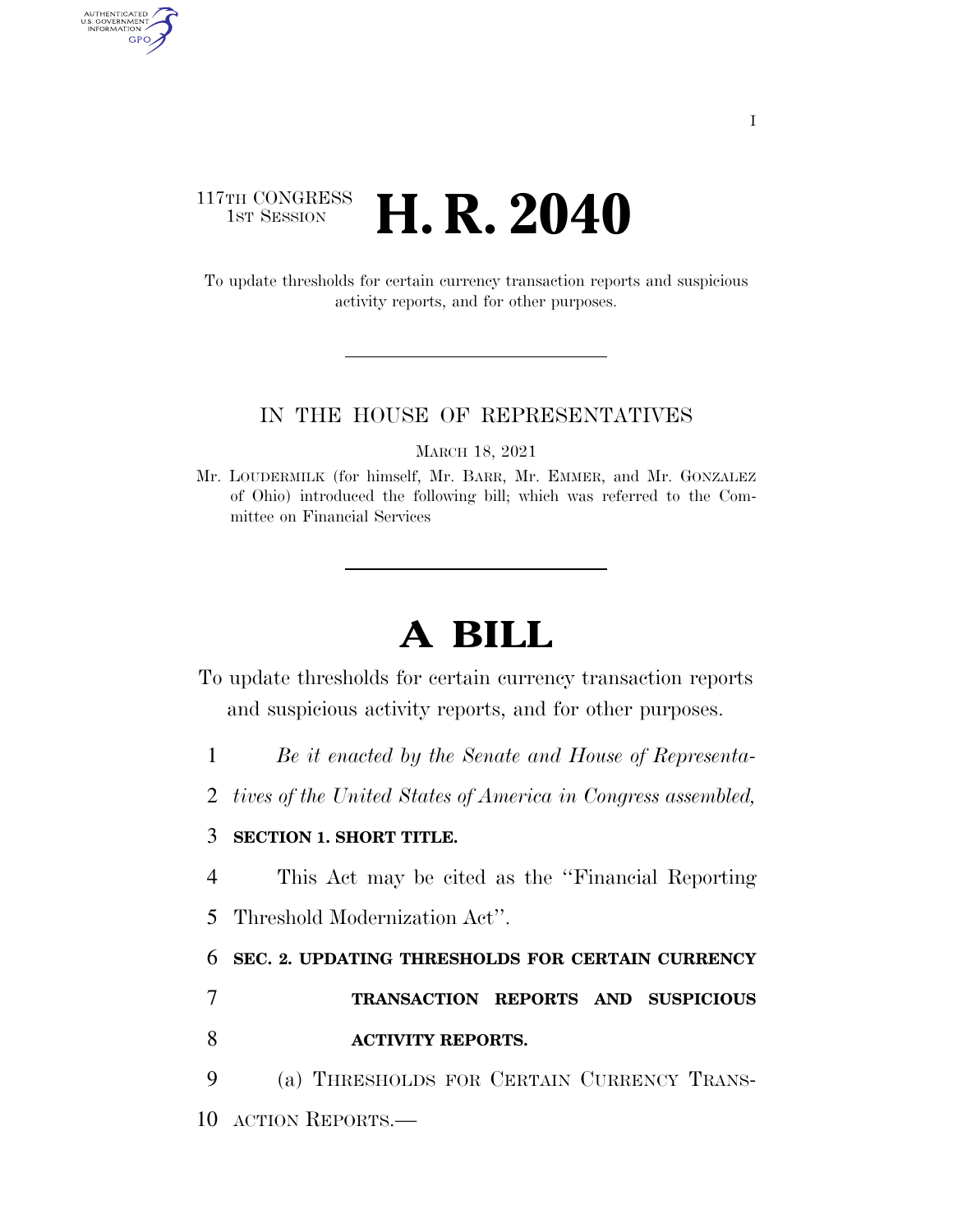117TH CONGRESS
1ST SESSION

# H. R. 2040

To update thresholds for certain currency transaction reports and suspicious activity reports, and for other purposes.

IN THE HOUSE OF REPRESENTATIVES

MARCH 18, 2021

Mr. LOUDERMILK (for himself, Mr. BARR, Mr. EMMER, and Mr. GONZALEZ of Ohio) introduced the following bill; which was referred to the Committee on Financial Services

# A BILL

To update thresholds for certain currency transaction reports and suspicious activity reports, and for other purposes.

*Be it enacted by the Senate and House of Representatives of the United States of America in Congress assembled,*

**SECTION 1. SHORT TITLE.**

This Act may be cited as the "Financial Reporting Threshold Modernization Act".

**SEC. 2. UPDATING THRESHOLDS FOR CERTAIN CURRENCY TRANSACTION REPORTS AND SUSPICIOUS ACTIVITY REPORTS.**

(a) THRESHOLDS FOR CERTAIN CURRENCY TRANSACTION REPORTS.—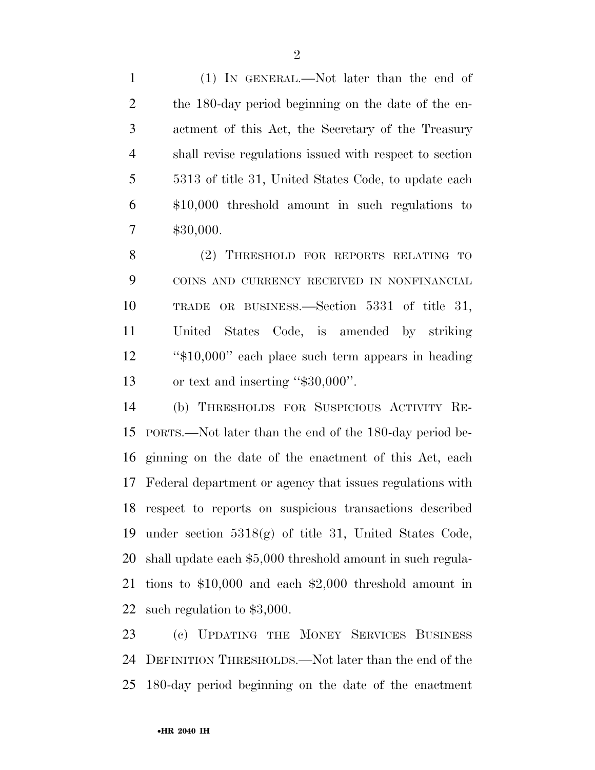(1) IN GENERAL.—Not later than the end of the 180-day period beginning on the date of the enactment of this Act, the Secretary of the Treasury shall revise regulations issued with respect to section 5313 of title 31, United States Code, to update each $10,000 threshold amount in such regulations to $30,000.

(2) THRESHOLD FOR REPORTS RELATING TO COINS AND CURRENCY RECEIVED IN NONFINANCIAL TRADE OR BUSINESS.—Section 5331 of title 31, United States Code, is amended by striking "$10,000" each place such term appears in heading or text and inserting "$30,000".

(b) THRESHOLDS FOR SUSPICIOUS ACTIVITY REPORTS.—Not later than the end of the 180-day period beginning on the date of the enactment of this Act, each Federal department or agency that issues regulations with respect to reports on suspicious transactions described under section 5318(g) of title 31, United States Code, shall update each $5,000 threshold amount in such regulations to $10,000 and each $2,000 threshold amount in such regulation to $3,000.

(c) UPDATING THE MONEY SERVICES BUSINESS DEFINITION THRESHOLDS.—Not later than the end of the 180-day period beginning on the date of the enactment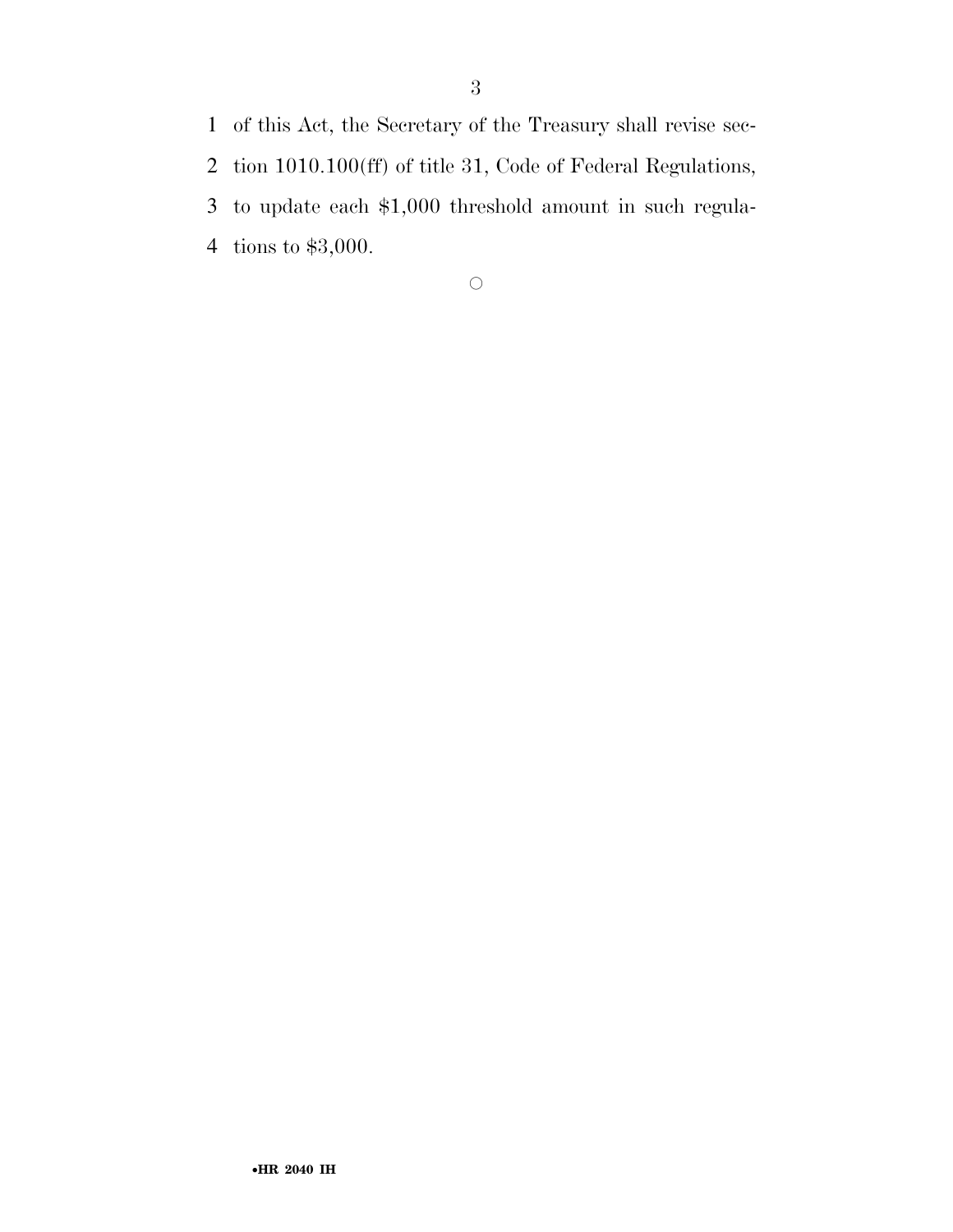of this Act, the Secretary of the Treasury shall revise section 1010.100(ff) of title 31, Code of Federal Regulations, to update each $1,000 threshold amount in such regulations to $3,000.